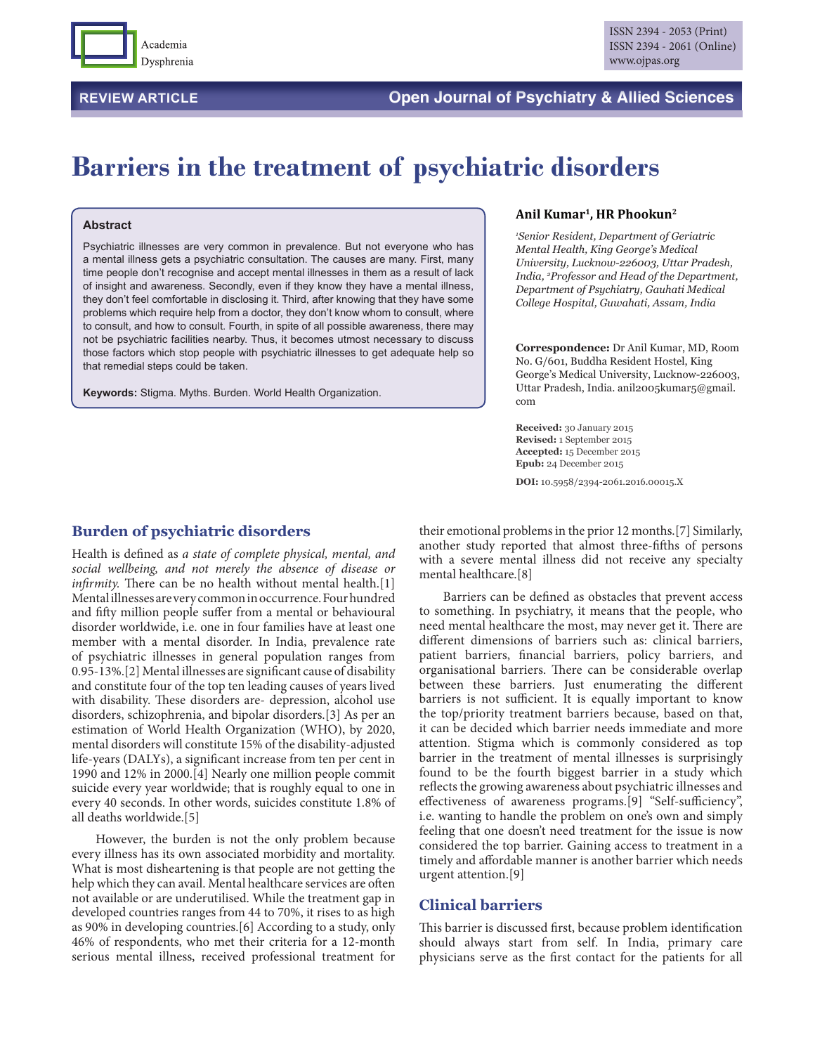REVIEW ARTICLE

# Barriers in the treatment of psychiatric disorders

**Abstract**

Psychiatric illnesses are very common in prevalence. But not everyone who has a mental illness gets a psychiatric consultation. The causes are many. First, many time people don't recognise and accept mental illnesses in them as a result of lack of insight and awareness. Secondly, even if they know they have a mental illness, they don't feel comfortable in disclosing it. Third, after knowing that they have some problems which require help from a doctor, they don't know whom to consult, where to consult, and how to consult. Fourth, in spite of all possible awareness, there may not be psychiatric facilities nearby. Thus, it becomes utmost necessary to discuss those factors which stop people with psychiatric illnesses to get adequate help so that remedial steps could be taken.

**Keywords:** Stigma. Myths. Burden. World Health Organization.

**Anil Kumar[1], HR Phookun[2]**

*[1]Senior Resident, Department of Geriatric Mental Health, King George's Medical University, Lucknow-226003, Uttar Pradesh, India, [2]Professor and Head of the Department, Department of Psychiatry, Gauhati Medical College Hospital, Guwahati, Assam, India*

**Correspondence:** Dr Anil Kumar, MD, Room No. G/601, Buddha Resident Hostel, King George's Medical University, Lucknow-226003, Uttar Pradesh, India. anil2005kumar5@gmail.com

**Received:** 30 January 2015
**Revised:** 1 September 2015
**Accepted:** 15 December 2015
**Epub:** 24 December 2015

**DOI:** 10.5958/2394-2061.2016.00015.X

## Burden of psychiatric disorders

Health is defined as *a state of complete physical, mental, and social wellbeing, and not merely the absence of disease or infirmity.* There can be no health without mental health.[1] Mental illnesses are very common in occurrence. Four hundred and fifty million people suffer from a mental or behavioural disorder worldwide, i.e. one in four families have at least one member with a mental disorder. In India, prevalence rate of psychiatric illnesses in general population ranges from 0.95-13%.[2] Mental illnesses are significant cause of disability and constitute four of the top ten leading causes of years lived with disability. These disorders are- depression, alcohol use disorders, schizophrenia, and bipolar disorders.[3] As per an estimation of World Health Organization (WHO), by 2020, mental disorders will constitute 15% of the disability-adjusted life-years (DALYs), a significant increase from ten per cent in 1990 and 12% in 2000.[4] Nearly one million people commit suicide every year worldwide; that is roughly equal to one in every 40 seconds. In other words, suicides constitute 1.8% of all deaths worldwide.[5]

However, the burden is not the only problem because every illness has its own associated morbidity and mortality. What is most disheartening is that people are not getting the help which they can avail. Mental healthcare services are often not available or are underutilised. While the treatment gap in developed countries ranges from 44 to 70%, it rises to as high as 90% in developing countries.[6] According to a study, only 46% of respondents, who met their criteria for a 12-month serious mental illness, received professional treatment for their emotional problems in the prior 12 months.[7] Similarly, another study reported that almost three-fifths of persons with a severe mental illness did not receive any specialty mental healthcare.[8]

Barriers can be defined as obstacles that prevent access to something. In psychiatry, it means that the people, who need mental healthcare the most, may never get it. There are different dimensions of barriers such as: clinical barriers, patient barriers, financial barriers, policy barriers, and organisational barriers. There can be considerable overlap between these barriers. Just enumerating the different barriers is not sufficient. It is equally important to know the top/priority treatment barriers because, based on that, it can be decided which barrier needs immediate and more attention. Stigma which is commonly considered as top barrier in the treatment of mental illnesses is surprisingly found to be the fourth biggest barrier in a study which reflects the growing awareness about psychiatric illnesses and effectiveness of awareness programs.[9] "Self-sufficiency", i.e. wanting to handle the problem on one's own and simply feeling that one doesn't need treatment for the issue is now considered the top barrier. Gaining access to treatment in a timely and affordable manner is another barrier which needs urgent attention.[9]

## Clinical barriers

This barrier is discussed first, because problem identification should always start from self. In India, primary care physicians serve as the first contact for the patients for all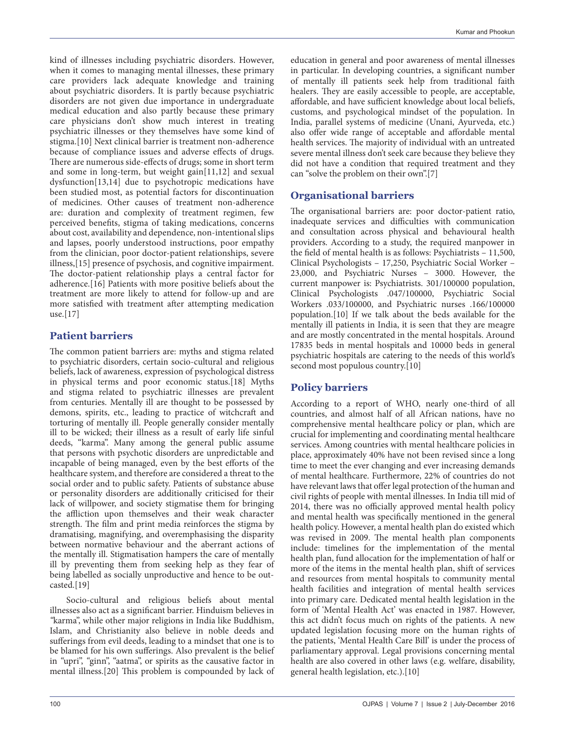kind of illnesses including psychiatric disorders. However, when it comes to managing mental illnesses, these primary care providers lack adequate knowledge and training about psychiatric disorders. It is partly because psychiatric disorders are not given due importance in undergraduate medical education and also partly because these primary care physicians don't show much interest in treating psychiatric illnesses or they themselves have some kind of stigma.[10] Next clinical barrier is treatment non-adherence because of compliance issues and adverse effects of drugs. There are numerous side-effects of drugs; some in short term and some in long-term, but weight gain[11,12] and sexual dysfunction[13,14] due to psychotropic medications have been studied most, as potential factors for discontinuation of medicines. Other causes of treatment non-adherence are: duration and complexity of treatment regimen, few perceived benefits, stigma of taking medications, concerns about cost, availability and dependence, non-intentional slips and lapses, poorly understood instructions, poor empathy from the clinician, poor doctor-patient relationships, severe illness,[15] presence of psychosis, and cognitive impairment. The doctor-patient relationship plays a central factor for adherence.[16] Patients with more positive beliefs about the treatment are more likely to attend for follow-up and are more satisfied with treatment after attempting medication use.[17]

## Patient barriers

The common patient barriers are: myths and stigma related to psychiatric disorders, certain socio-cultural and religious beliefs, lack of awareness, expression of psychological distress in physical terms and poor economic status.[18] Myths and stigma related to psychiatric illnesses are prevalent from centuries. Mentally ill are thought to be possessed by demons, spirits, etc., leading to practice of witchcraft and torturing of mentally ill. People generally consider mentally ill to be wicked; their illness as a result of early life sinful deeds, "karma". Many among the general public assume that persons with psychotic disorders are unpredictable and incapable of being managed, even by the best efforts of the healthcare system, and therefore are considered a threat to the social order and to public safety. Patients of substance abuse or personality disorders are additionally criticised for their lack of willpower, and society stigmatise them for bringing the affliction upon themselves and their weak character strength. The film and print media reinforces the stigma by dramatising, magnifying, and overemphasising the disparity between normative behaviour and the aberrant actions of the mentally ill. Stigmatisation hampers the care of mentally ill by preventing them from seeking help as they fear of being labelled as socially unproductive and hence to be out-casted.[19]

Socio-cultural and religious beliefs about mental illnesses also act as a significant barrier. Hinduism believes in "karma", while other major religions in India like Buddhism, Islam, and Christianity also believe in noble deeds and sufferings from evil deeds, leading to a mindset that one is to be blamed for his own sufferings. Also prevalent is the belief in "upri", "ginn", "aatma", or spirits as the causative factor in mental illness.[20] This problem is compounded by lack of education in general and poor awareness of mental illnesses in particular. In developing countries, a significant number of mentally ill patients seek help from traditional faith healers. They are easily accessible to people, are acceptable, affordable, and have sufficient knowledge about local beliefs, customs, and psychological mindset of the population. In India, parallel systems of medicine (Unani, Ayurveda, etc.) also offer wide range of acceptable and affordable mental health services. The majority of individual with an untreated severe mental illness don't seek care because they believe they did not have a condition that required treatment and they can "solve the problem on their own".[7]

## Organisational barriers

The organisational barriers are: poor doctor-patient ratio, inadequate services and difficulties with communication and consultation across physical and behavioural health providers. According to a study, the required manpower in the field of mental health is as follows: Psychiatrists – 11,500, Clinical Psychologists – 17,250, Psychiatric Social Worker – 23,000, and Psychiatric Nurses – 3000. However, the current manpower is: Psychiatrists. 301/100000 population, Clinical Psychologists .047/100000, Psychiatric Social Workers .033/100000, and Psychiatric nurses .166/100000 population.[10] If we talk about the beds available for the mentally ill patients in India, it is seen that they are meagre and are mostly concentrated in the mental hospitals. Around 17835 beds in mental hospitals and 10000 beds in general psychiatric hospitals are catering to the needs of this world's second most populous country.[10]

## Policy barriers

According to a report of WHO, nearly one-third of all countries, and almost half of all African nations, have no comprehensive mental healthcare policy or plan, which are crucial for implementing and coordinating mental healthcare services. Among countries with mental healthcare policies in place, approximately 40% have not been revised since a long time to meet the ever changing and ever increasing demands of mental healthcare. Furthermore, 22% of countries do not have relevant laws that offer legal protection of the human and civil rights of people with mental illnesses. In India till mid of 2014, there was no officially approved mental health policy and mental health was specifically mentioned in the general health policy. However, a mental health plan do existed which was revised in 2009. The mental health plan components include: timelines for the implementation of the mental health plan, fund allocation for the implementation of half or more of the items in the mental health plan, shift of services and resources from mental hospitals to community mental health facilities and integration of mental health services into primary care. Dedicated mental health legislation in the form of 'Mental Health Act' was enacted in 1987. However, this act didn't focus much on rights of the patients. A new updated legislation focusing more on the human rights of the patients, 'Mental Health Care Bill' is under the process of parliamentary approval. Legal provisions concerning mental health are also covered in other laws (e.g. welfare, disability, general health legislation, etc.).[10]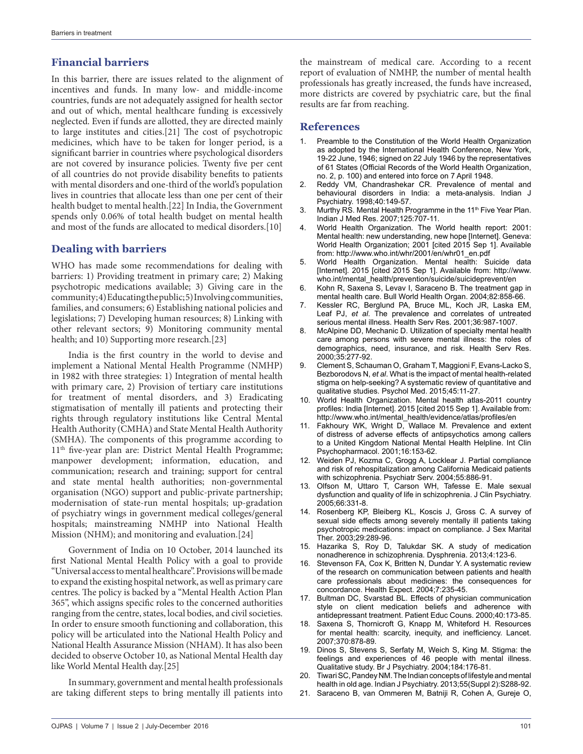## Financial barriers

In this barrier, there are issues related to the alignment of incentives and funds. In many low- and middle-income countries, funds are not adequately assigned for health sector and out of which, mental healthcare funding is excessively neglected. Even if funds are allotted, they are directed mainly to large institutes and cities.[21] The cost of psychotropic medicines, which have to be taken for longer period, is a significant barrier in countries where psychological disorders are not covered by insurance policies. Twenty five per cent of all countries do not provide disability benefits to patients with mental disorders and one-third of the world's population lives in countries that allocate less than one per cent of their health budget to mental health.[22] In India, the Government spends only 0.06% of total health budget on mental health and most of the funds are allocated to medical disorders.[10]

## Dealing with barriers

WHO has made some recommendations for dealing with barriers: 1) Providing treatment in primary care; 2) Making psychotropic medications available; 3) Giving care in the community; 4) Educating the public; 5) Involving communities, families, and consumers; 6) Establishing national policies and legislations; 7) Developing human resources; 8) Linking with other relevant sectors; 9) Monitoring community mental health; and 10) Supporting more research.[23]

India is the first country in the world to devise and implement a National Mental Health Programme (NMHP) in 1982 with three strategies: 1) Integration of mental health with primary care, 2) Provision of tertiary care institutions for treatment of mental disorders, and 3) Eradicating stigmatisation of mentally ill patients and protecting their rights through regulatory institutions like Central Mental Health Authority (CMHA) and State Mental Health Authority (SMHA). The components of this programme according to 11th five-year plan are: District Mental Health Programme; manpower development; information, education, and communication; research and training; support for central and state mental health authorities; non-governmental organisation (NGO) support and public-private partnership; modernisation of state-run mental hospitals; up-gradation of psychiatry wings in government medical colleges/general hospitals; mainstreaming NMHP into National Health Mission (NHM); and monitoring and evaluation.[24]

Government of India on 10 October, 2014 launched its first National Mental Health Policy with a goal to provide "Universal access to mental healthcare". Provisions will be made to expand the existing hospital network, as well as primary care centres. The policy is backed by a "Mental Health Action Plan 365", which assigns specific roles to the concerned authorities ranging from the centre, states, local bodies, and civil societies. In order to ensure smooth functioning and collaboration, this policy will be articulated into the National Health Policy and National Health Assurance Mission (NHAM). It has also been decided to observe October 10, as National Mental Health day like World Mental Health day.[25]

In summary, government and mental health professionals are taking different steps to bring mentally ill patients into the mainstream of medical care. According to a recent report of evaluation of NMHP, the number of mental health professionals has greatly increased, the funds have increased, more districts are covered by psychiatric care, but the final results are far from reaching.

## References

1. Preamble to the Constitution of the World Health Organization as adopted by the International Health Conference, New York, 19-22 June, 1946; signed on 22 July 1946 by the representatives of 61 States (Official Records of the World Health Organization, no. 2, p. 100) and entered into force on 7 April 1948.
2. Reddy VM, Chandrashekar CR. Prevalence of mental and behavioural disorders in India: a meta-analysis. Indian J Psychiatry. 1998;40:149-57.
3. Murthy RS. Mental Health Programme in the 11th Five Year Plan. Indian J Med Res. 2007;125:707-11.
4. World Health Organization. The World health report: 2001: Mental health: new understanding, new hope [Internet]. Geneva: World Health Organization; 2001 [cited 2015 Sep 1]. Available from: http://www.who.int/whr/2001/en/whr01_en.pdf
5. World Health Organization. Mental health: Suicide data [Internet]. 2015 [cited 2015 Sep 1]. Available from: http://www.who.int/mental_health/prevention/suicide/suicideprevent/en
6. Kohn R, Saxena S, Levav I, Saraceno B. The treatment gap in mental health care. Bull World Health Organ. 2004;82:858-66.
7. Kessler RC, Berglund PA, Bruce ML, Koch JR, Laska EM, Leaf PJ, *et al*. The prevalence and correlates of untreated serious mental illness. Health Serv Res. 2001;36:987-1007.
8. McAlpine DD, Mechanic D. Utilization of specialty mental health care among persons with severe mental illness: the roles of demographics, need, insurance, and risk. Health Serv Res. 2000;35:277-92.
9. Clement S, Schauman O, Graham T, Maggioni F, Evans-Lacko S, Bezborodovs N, *et al*. What is the impact of mental health-related stigma on help-seeking? A systematic review of quantitative and qualitative studies. Psychol Med. 2015;45:11-27.
10. World Health Organization. Mental health atlas-2011 country profiles: India [Internet]. 2015 [cited 2015 Sep 1]. Available from: http://www.who.int/mental_health/evidence/atlas/profiles/en
11. Fakhoury WK, Wright D, Wallace M. Prevalence and extent of distress of adverse effects of antipsychotics among callers to a United Kingdom National Mental Health Helpline. Int Clin Psychopharmacol. 2001;16:153-62.
12. Weiden PJ, Kozma C, Grogg A, Locklear J. Partial compliance and risk of rehospitalization among California Medicaid patients with schizophrenia. Psychiatr Serv. 2004;55:886-91.
13. Olfson M, Uttaro T, Carson WH, Tafesse E. Male sexual dysfunction and quality of life in schizophrenia. J Clin Psychiatry. 2005;66:331-8.
14. Rosenberg KP, Bleiberg KL, Koscis J, Gross C. A survey of sexual side effects among severely mentally ill patients taking psychotropic medications: impact on compliance. J Sex Marital Ther. 2003;29:289-96.
15. Hazarika S, Roy D, Talukdar SK. A study of medication nonadherence in schizophrenia. Dysphrenia. 2013;4:123-6.
16. Stevenson FA, Cox K, Britten N, Dundar Y. A systematic review of the research on communication between patients and health care professionals about medicines: the consequences for concordance. Health Expect. 2004;7:235-45.
17. Bultman DC, Svarstad BL. Effects of physician communication style on client medication beliefs and adherence with antidepressant treatment. Patient Educ Couns. 2000;40:173-85.
18. Saxena S, Thornicroft G, Knapp M, Whiteford H. Resources for mental health: scarcity, inequity, and inefficiency. Lancet. 2007;370:878-89.
19. Dinos S, Stevens S, Serfaty M, Weich S, King M. Stigma: the feelings and experiences of 46 people with mental illness. Qualitative study. Br J Psychiatry. 2004;184:176-81.
20. Tiwari SC, Pandey NM. The Indian concepts of lifestyle and mental health in old age. Indian J Psychiatry. 2013;55(Suppl 2):S288-92.
21. Saraceno B, van Ommeren M, Batniji R, Cohen A, Gureje O,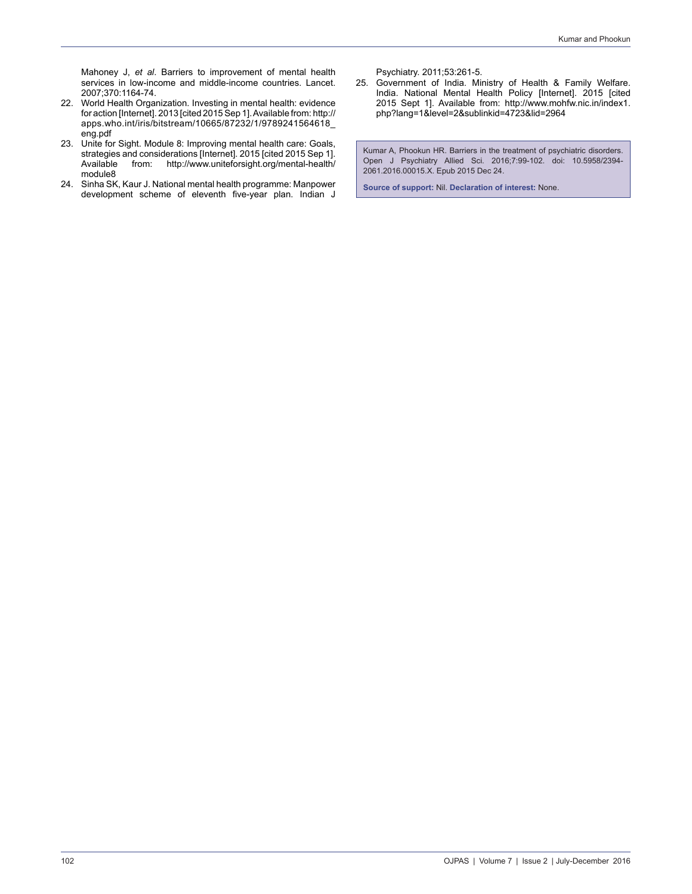Mahoney J, *et al*. Barriers to improvement of mental health services in low-income and middle-income countries. Lancet. 2007;370:1164-74.

22. World Health Organization. Investing in mental health: evidence for action [Internet]. 2013 [cited 2015 Sep 1]. Available from: http://apps.who.int/iris/bitstream/10665/87232/1/9789241564618_eng.pdf
23. Unite for Sight. Module 8: Improving mental health care: Goals, strategies and considerations [Internet]. 2015 [cited 2015 Sep 1]. Available from: http://www.uniteforsight.org/mental-health/module8
24. Sinha SK, Kaur J. National mental health programme: Manpower development scheme of eleventh five-year plan. Indian J Psychiatry. 2011;53:261-5.
25. Government of India. Ministry of Health & Family Welfare. India. National Mental Health Policy [Internet]. 2015 [cited 2015 Sept 1]. Available from: http://www.mohfw.nic.in/index1.php?lang=1&level=2&sublinkid=4723&lid=2964

Kumar A, Phookun HR. Barriers in the treatment of psychiatric disorders. Open J Psychiatry Allied Sci. 2016;7:99-102. doi: 10.5958/2394-2061.2016.00015.X. Epub 2015 Dec 24.

**Source of support:** Nil. **Declaration of interest:** None.